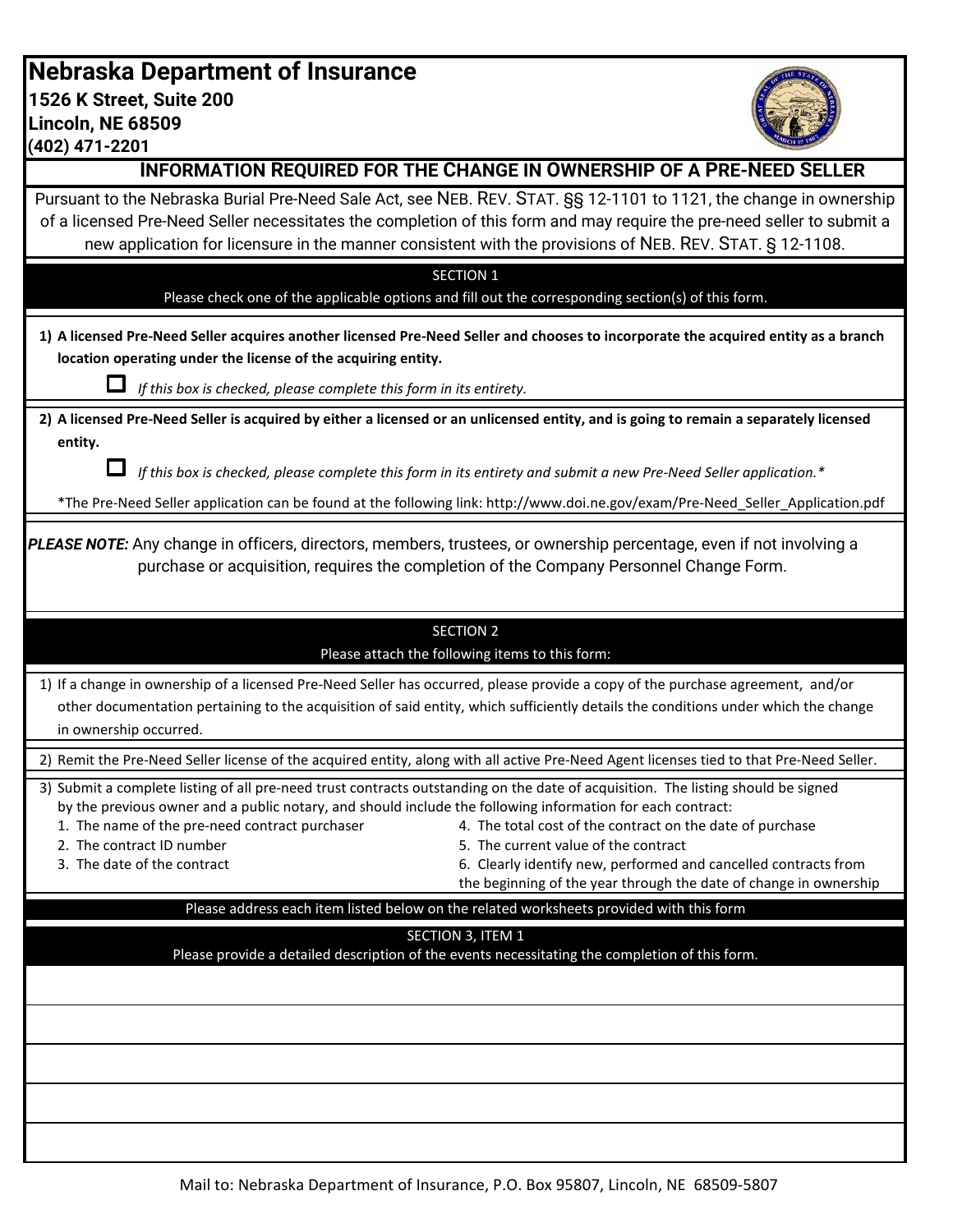# Nebraska Department of Insurance

**1526 K Street, Suite 200**
**Lincoln, NE 68509**
**(402) 471-2201**

## INFORMATION REQUIRED FOR THE CHANGE IN OWNERSHIP OF A PRE-NEED SELLER

Pursuant to the Nebraska Burial Pre-Need Sale Act, see NEB. REV. STAT. §§ 12-1101 to 1121, the change in ownership of a licensed Pre-Need Seller necessitates the completion of this form and may require the pre-need seller to submit a new application for licensure in the manner consistent with the provisions of NEB. REV. STAT. § 12-1108.

### SECTION 1

Please check one of the applicable options and fill out the corresponding section(s) of this form.

1) **A licensed Pre-Need Seller acquires another licensed Pre-Need Seller and chooses to incorporate the acquired entity as a branch location operating under the license of the acquiring entity.**

   ☐ *If this box is checked, please complete this form in its entirety.*

2) **A licensed Pre-Need Seller is acquired by either a licensed or an unlicensed entity, and is going to remain a separately licensed entity.**

   ☐ *If this box is checked, please complete this form in its entirety and submit a new Pre-Need Seller application.**

   *The Pre-Need Seller application can be found at the following link: http://www.doi.ne.gov/exam/Pre-Need_Seller_Application.pdf

***PLEASE NOTE:*** Any change in officers, directors, members, trustees, or ownership percentage, even if not involving a purchase or acquisition, requires the completion of the Company Personnel Change Form.

### SECTION 2

Please attach the following items to this form:

1) If a change in ownership of a licensed Pre-Need Seller has occurred, please provide a copy of the purchase agreement, and/or other documentation pertaining to the acquisition of said entity, which sufficiently details the conditions under which the change in ownership occurred.

2) Remit the Pre-Need Seller license of the acquired entity, along with all active Pre-Need Agent licenses tied to that Pre-Need Seller.

3) Submit a complete listing of all pre-need trust contracts outstanding on the date of acquisition. The listing should be signed by the previous owner and a public notary, and should include the following information for each contract:
   1. The name of the pre-need contract purchaser
   2. The contract ID number
   3. The date of the contract
   4. The total cost of the contract on the date of purchase
   5. The current value of the contract
   6. Clearly identify new, performed and cancelled contracts from the beginning of the year through the date of change in ownership

Please address each item listed below on the related worksheets provided with this form

### SECTION 3, ITEM 1

Please provide a detailed description of the events necessitating the completion of this form.

Mail to: Nebraska Department of Insurance, P.O. Box 95807, Lincoln, NE 68509-5807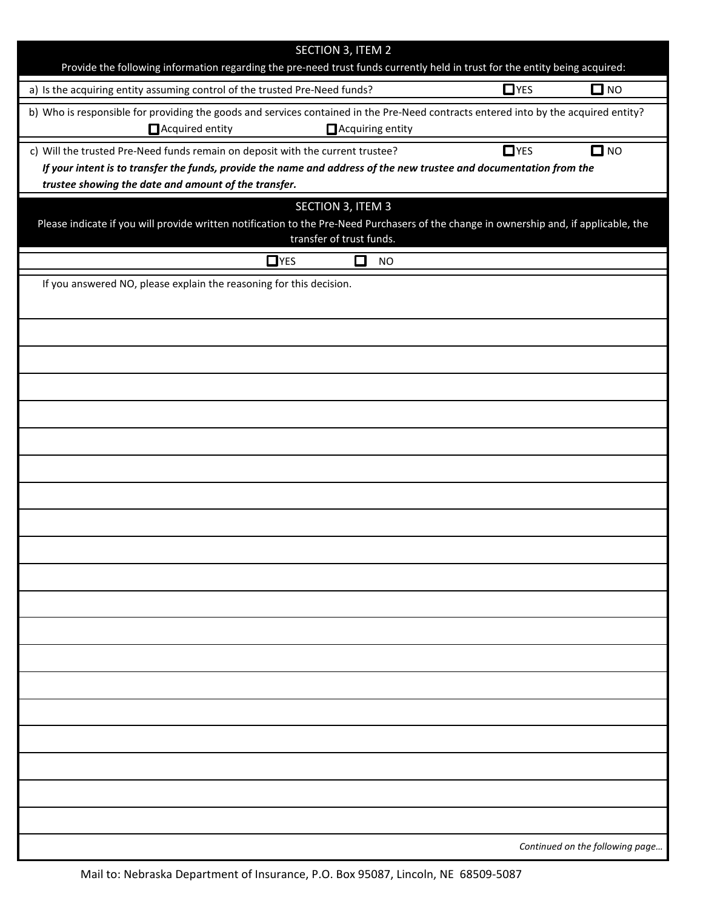## SECTION 3, ITEM 2

Provide the following information regarding the pre-need trust funds currently held in trust for the entity being acquired:

a) Is the acquiring entity assuming control of the trusted Pre-Need funds? ☐ YES ☐ NO

b) Who is responsible for providing the goods and services contained in the Pre-Need contracts entered into by the acquired entity?

☐ Acquired entity ☐ Acquiring entity

c) Will the trusted Pre-Need funds remain on deposit with the current trustee? ☐ YES ☐ NO

***If your intent is to transfer the funds, provide the name and address of the new trustee and documentation from the trustee showing the date and amount of the transfer.***

## SECTION 3, ITEM 3

Please indicate if you will provide written notification to the Pre-Need Purchasers of the change in ownership and, if applicable, the transfer of trust funds.

☐ YES ☐ NO

If you answered NO, please explain the reasoning for this decision.

*Continued on the following page…*

Mail to: Nebraska Department of Insurance, P.O. Box 95087, Lincoln, NE 68509-5087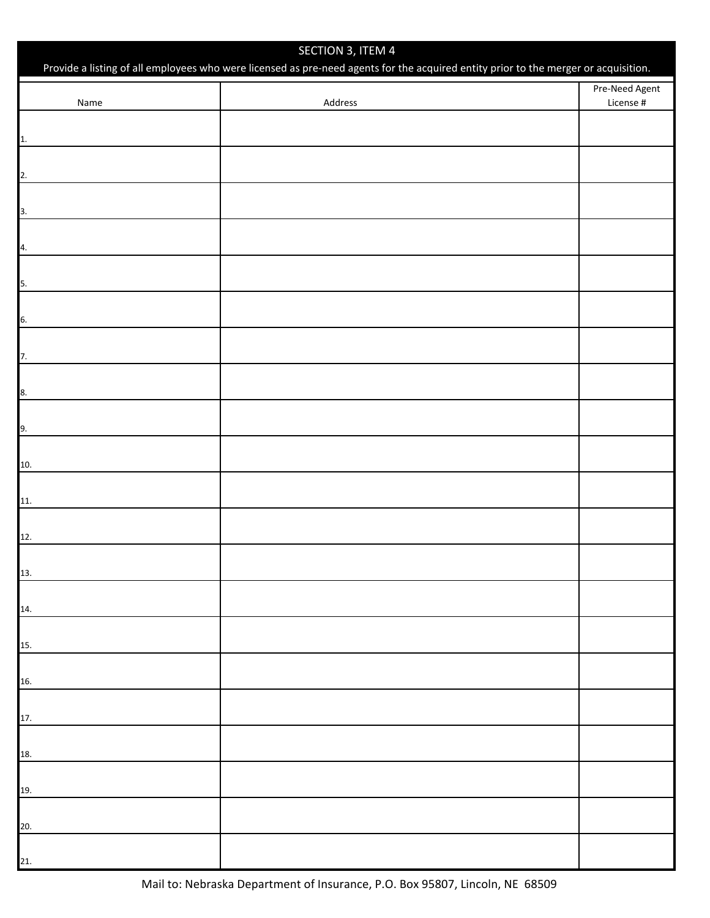## SECTION 3, ITEM 4

Provide a listing of all employees who were licensed as pre-need agents for the acquired entity prior to the merger or acquisition.

| Name | Address | Pre-Need Agent License # |
|---|---|---|
| 1. | | |
| 2. | | |
| 3. | | |
| 4. | | |
| 5. | | |
| 6. | | |
| 7. | | |
| 8. | | |
| 9. | | |
| 10. | | |
| 11. | | |
| 12. | | |
| 13. | | |
| 14. | | |
| 15. | | |
| 16. | | |
| 17. | | |
| 18. | | |
| 19. | | |
| 20. | | |
| 21. | | |

Mail to: Nebraska Department of Insurance, P.O. Box 95807, Lincoln, NE 68509